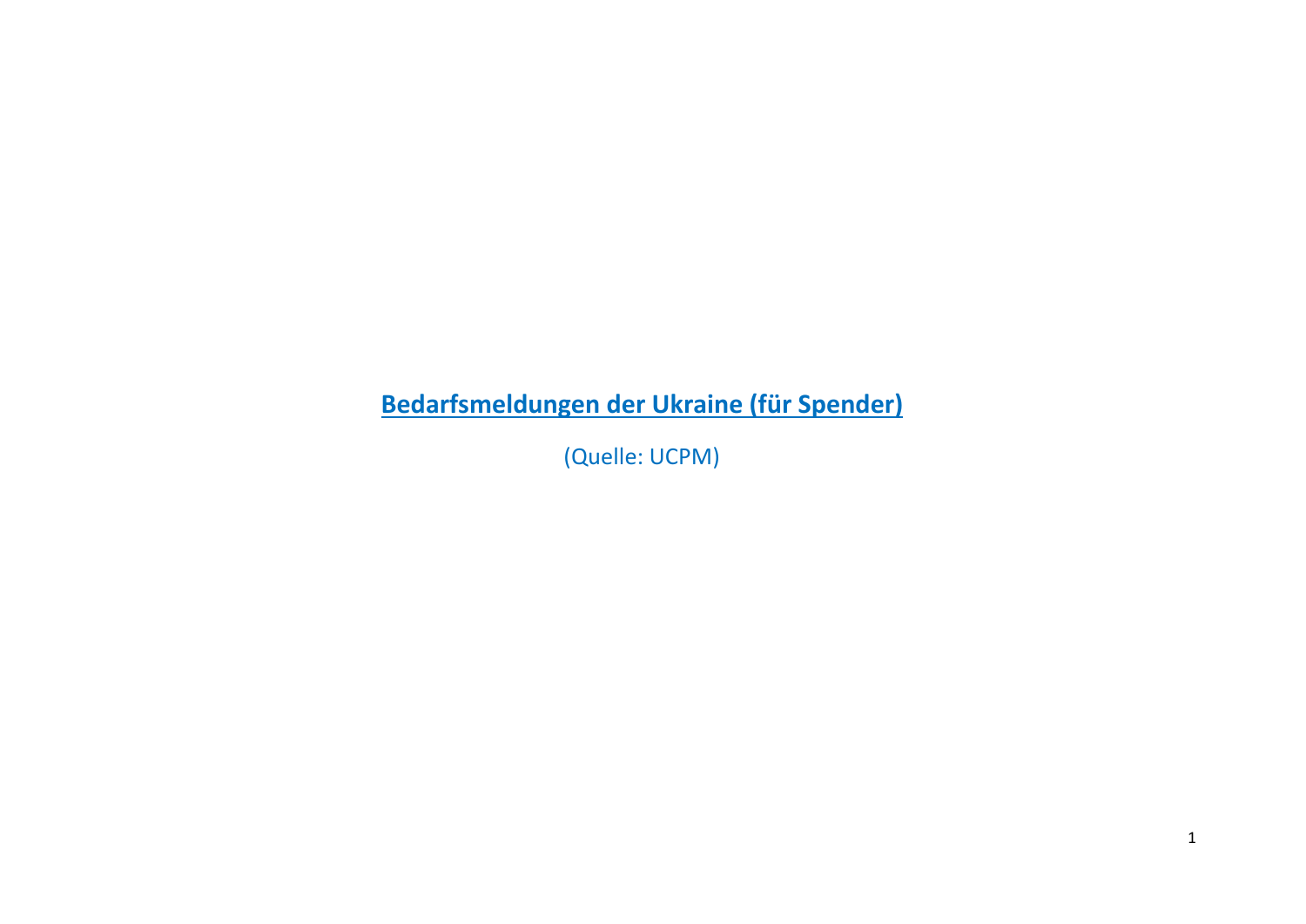# Bedarfsmeldungen der Ukraine (für Spender)

(Quelle: UCPM)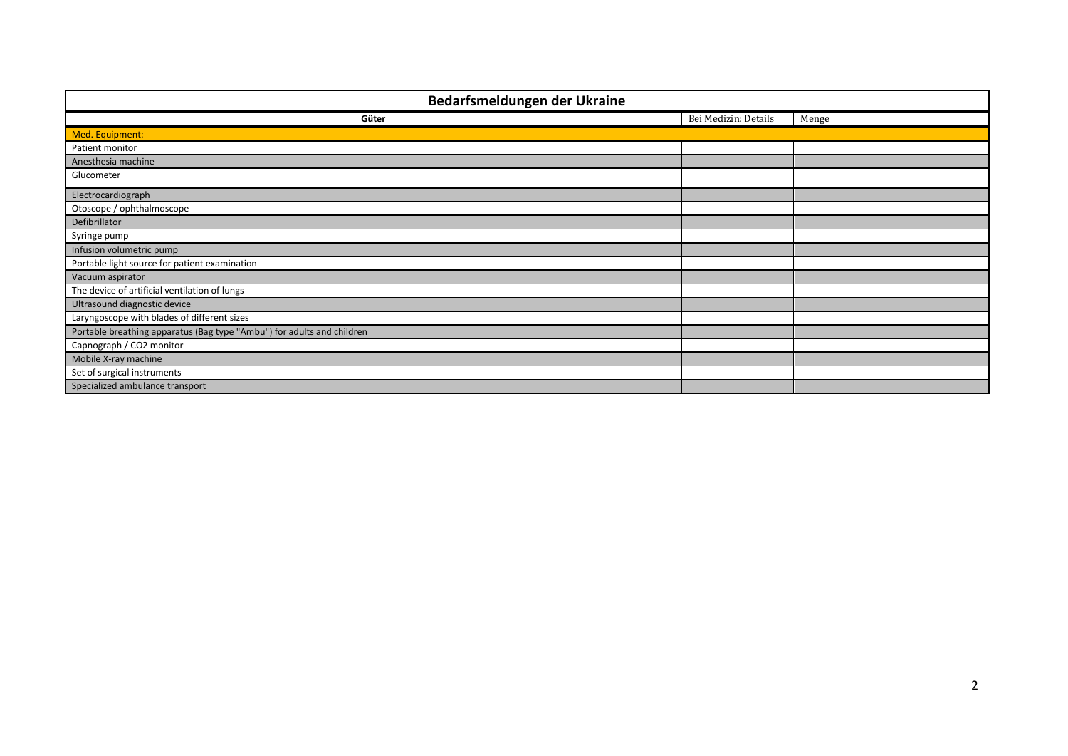| Bedarfsmeldungen der Ukraine | | |
|---|---|---|
| **Güter** | Bei Medizin: Details | Menge |
| Med. Equipment: | | |
| Patient monitor | | |
| Anesthesia machine | | |
| Glucometer | | |
| Electrocardiograph | | |
| Otoscope / ophthalmoscope | | |
| Defibrillator | | |
| Syringe pump | | |
| Infusion volumetric pump | | |
| Portable light source for patient examination | | |
| Vacuum aspirator | | |
| The device of artificial ventilation of lungs | | |
| Ultrasound diagnostic device | | |
| Laryngoscope with blades of different sizes | | |
| Portable breathing apparatus (Bag type "Ambu") for adults and children | | |
| Capnograph / CO2 monitor | | |
| Mobile X-ray machine | | |
| Set of surgical instruments | | |
| Specialized ambulance transport | | |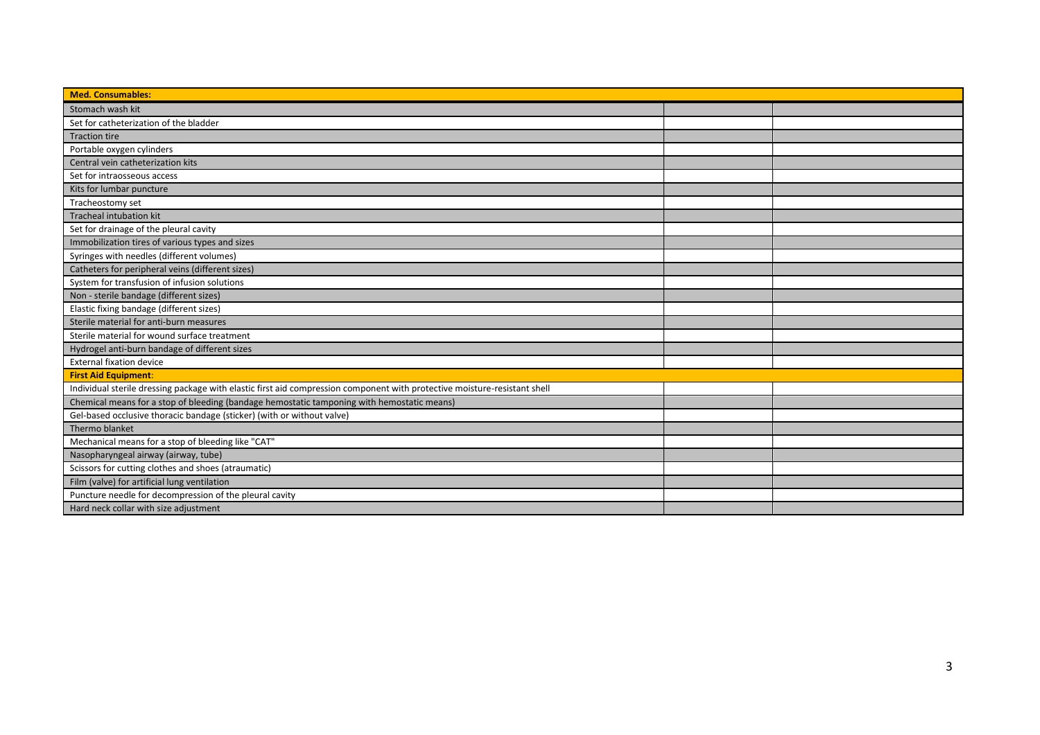| Med. Consumables: | | |
|---|---|---|
| Stomach wash kit | | |
| Set for catheterization of the bladder | | |
| Traction tire | | |
| Portable oxygen cylinders | | |
| Central vein catheterization kits | | |
| Set for intraosseous access | | |
| Kits for lumbar puncture | | |
| Tracheostomy set | | |
| Tracheal intubation kit | | |
| Set for drainage of the pleural cavity | | |
| Immobilization tires of various types and sizes | | |
| Syringes with needles (different volumes) | | |
| Catheters for peripheral veins (different sizes) | | |
| System for transfusion of infusion solutions | | |
| Non - sterile bandage (different sizes) | | |
| Elastic fixing bandage (different sizes) | | |
| Sterile material for anti-burn measures | | |
| Sterile material for wound surface treatment | | |
| Hydrogel anti-burn bandage of different sizes | | |
| External fixation device | | |
| **First Aid Equipment**: | | |
| Individual sterile dressing package with elastic first aid compression component with protective moisture-resistant shell | | |
| Chemical means for a stop of bleeding (bandage hemostatic tamponing with hemostatic means) | | |
| Gel-based occlusive thoracic bandage (sticker) (with or without valve) | | |
| Thermo blanket | | |
| Mechanical means for a stop of bleeding like "CAT" | | |
| Nasopharyngeal airway (airway, tube) | | |
| Scissors for cutting clothes and shoes (atraumatic) | | |
| Film (valve) for artificial lung ventilation | | |
| Puncture needle for decompression of the pleural cavity | | |
| Hard neck collar with size adjustment | | |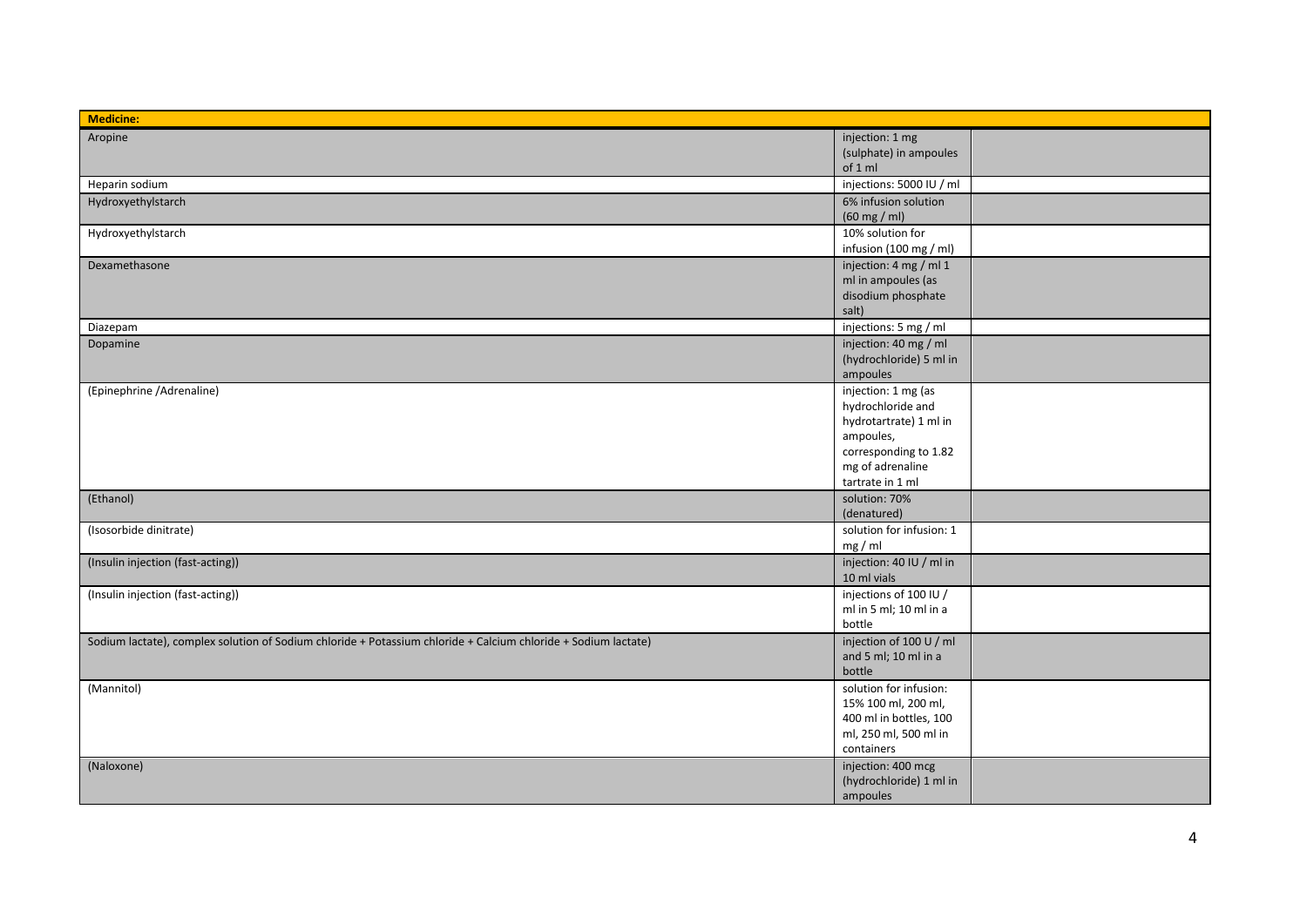| Medicine: | | |
|---|---|---|
| Aropine | injection: 1 mg (sulphate) in ampoules of 1 ml | |
| Heparin sodium | injections: 5000 IU / ml | |
| Hydroxyethylstarch | 6% infusion solution (60 mg / ml) | |
| Hydroxyethylstarch | 10% solution for infusion (100 mg / ml) | |
| Dexamethasone | injection: 4 mg / ml 1 ml in ampoules (as disodium phosphate salt) | |
| Diazepam | injections: 5 mg / ml | |
| Dopamine | injection: 40 mg / ml (hydrochloride) 5 ml in ampoules | |
| (Epinephrine /Adrenaline) | injection: 1 mg (as hydrochloride and hydrotartrate) 1 ml in ampoules, corresponding to 1.82 mg of adrenaline tartrate in 1 ml | |
| (Ethanol) | solution: 70% (denatured) | |
| (Isosorbide dinitrate) | solution for infusion: 1 mg / ml | |
| (Insulin injection (fast-acting)) | injection: 40 IU / ml in 10 ml vials | |
| (Insulin injection (fast-acting)) | injections of 100 IU / ml in 5 ml; 10 ml in a bottle | |
| Sodium lactate), complex solution of Sodium chloride + Potassium chloride + Calcium chloride + Sodium lactate) | injection of 100 U / ml and 5 ml; 10 ml in a bottle | |
| (Mannitol) | solution for infusion: 15% 100 ml, 200 ml, 400 ml in bottles, 100 ml, 250 ml, 500 ml in containers | |
| (Naloxone) | injection: 400 mcg (hydrochloride) 1 ml in ampoules | |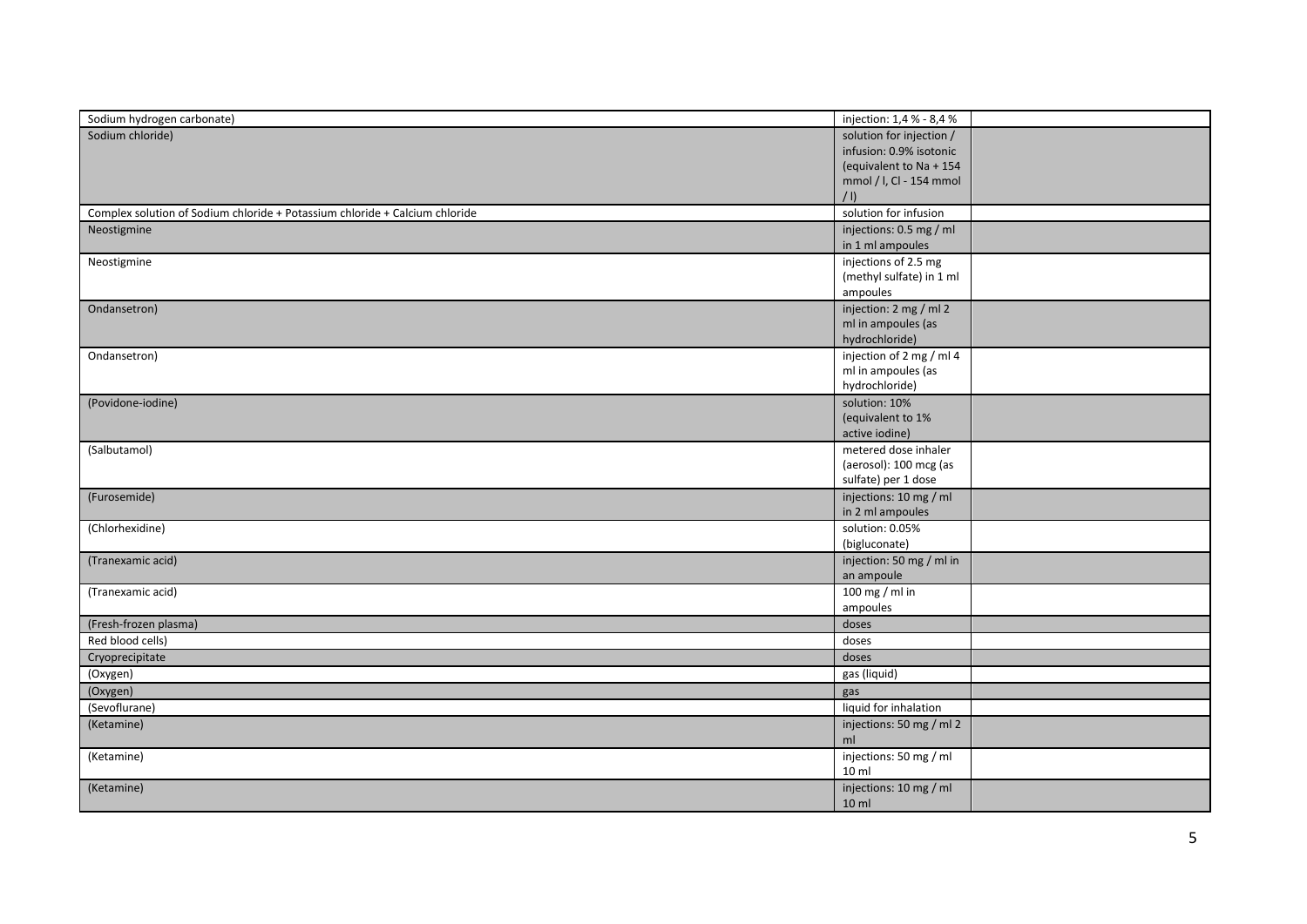| | | |
|---|---|---|
| Sodium hydrogen carbonate) | injection: 1,4 % - 8,4 % | |
| Sodium chloride) | solution for injection / infusion: 0.9% isotonic (equivalent to Na + 154 mmol / l, Cl - 154 mmol / l) | |
| Complex solution of Sodium chloride + Potassium chloride + Calcium chloride | solution for infusion | |
| Neostigmine | injections: 0.5 mg / ml in 1 ml ampoules | |
| Neostigmine | injections of 2.5 mg (methyl sulfate) in 1 ml ampoules | |
| Ondansetron) | injection: 2 mg / ml 2 ml in ampoules (as hydrochloride) | |
| Ondansetron) | injection of 2 mg / ml 4 ml in ampoules (as hydrochloride) | |
| (Povidone-iodine) | solution: 10% (equivalent to 1% active iodine) | |
| (Salbutamol) | metered dose inhaler (aerosol): 100 mcg (as sulfate) per 1 dose | |
| (Furosemide) | injections: 10 mg / ml in 2 ml ampoules | |
| (Chlorhexidine) | solution: 0.05% (bigluconate) | |
| (Tranexamic acid) | injection: 50 mg / ml in an ampoule | |
| (Tranexamic acid) | 100 mg / ml in ampoules | |
| (Fresh-frozen plasma) | doses | |
| Red blood cells) | doses | |
| Cryoprecipitate | doses | |
| (Oxygen) | gas (liquid) | |
| (Oxygen) | gas | |
| (Sevoflurane) | liquid for inhalation | |
| (Ketamine) | injections: 50 mg / ml 2 ml | |
| (Ketamine) | injections: 50 mg / ml 10 ml | |
| (Ketamine) | injections: 10 mg / ml 10 ml | |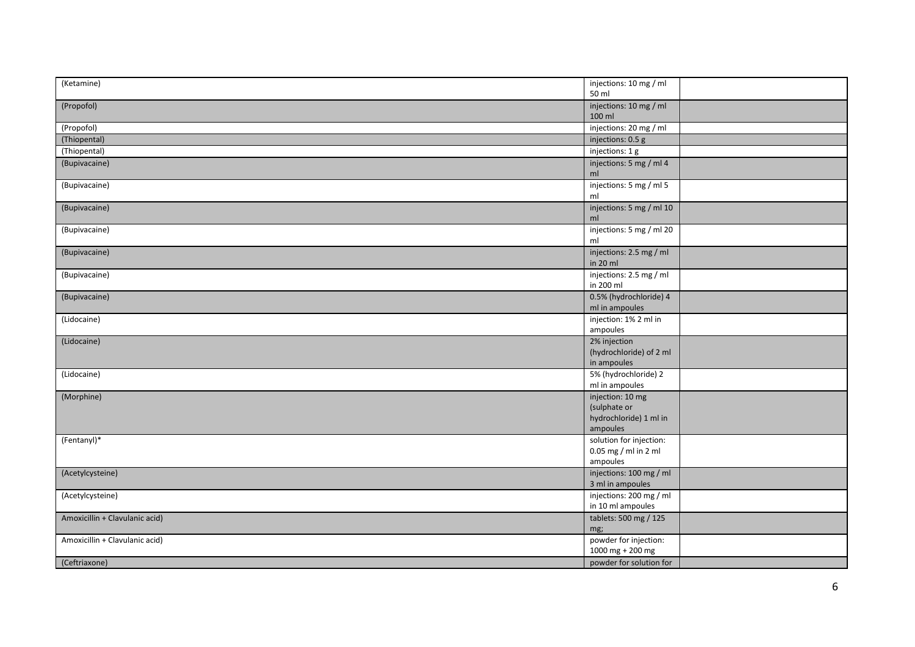| | | |
|---|---|---|
| (Ketamine) | injections: 10 mg / ml 50 ml | |
| (Propofol) | injections: 10 mg / ml 100 ml | |
| (Propofol) | injections: 20 mg / ml | |
| (Thiopental) | injections: 0.5 g | |
| (Thiopental) | injections: 1 g | |
| (Bupivacaine) | injections: 5 mg / ml 4 ml | |
| (Bupivacaine) | injections: 5 mg / ml 5 ml | |
| (Bupivacaine) | injections: 5 mg / ml 10 ml | |
| (Bupivacaine) | injections: 5 mg / ml 20 ml | |
| (Bupivacaine) | injections: 2.5 mg / ml in 20 ml | |
| (Bupivacaine) | injections: 2.5 mg / ml in 200 ml | |
| (Bupivacaine) | 0.5% (hydrochloride) 4 ml in ampoules | |
| (Lidocaine) | injection: 1% 2 ml in ampoules | |
| (Lidocaine) | 2% injection (hydrochloride) of 2 ml in ampoules | |
| (Lidocaine) | 5% (hydrochloride) 2 ml in ampoules | |
| (Morphine) | injection: 10 mg (sulphate or hydrochloride) 1 ml in ampoules | |
| (Fentanyl)* | solution for injection: 0.05 mg / ml in 2 ml ampoules | |
| (Acetylcysteine) | injections: 100 mg / ml 3 ml in ampoules | |
| (Acetylcysteine) | injections: 200 mg / ml in 10 ml ampoules | |
| Amoxicillin + Clavulanic acid) | tablets: 500 mg / 125 mg; | |
| Amoxicillin + Clavulanic acid) | powder for injection: 1000 mg + 200 mg | |
| (Ceftriaxone) | powder for solution for | |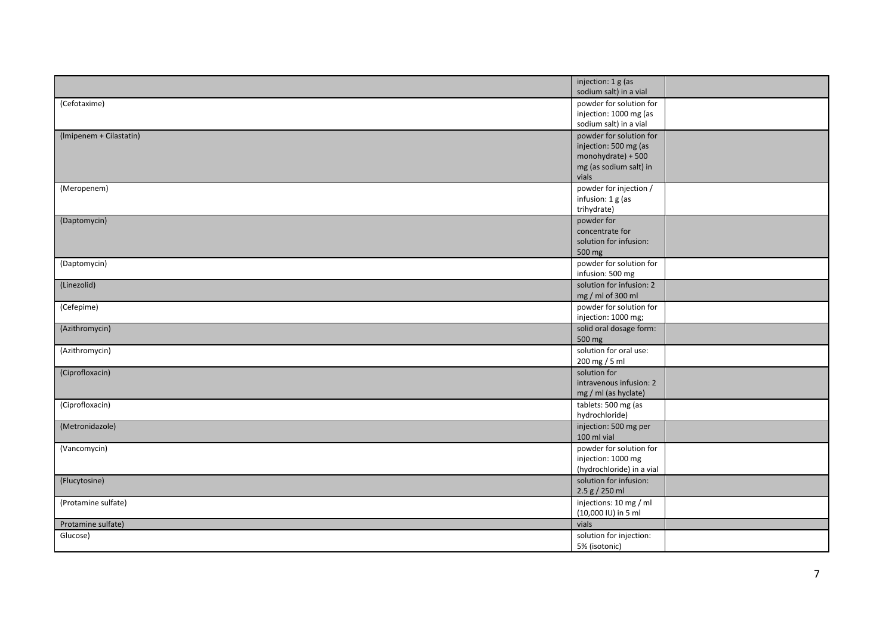| | | |
|---|---|---|
| | injection: 1 g (as sodium salt) in a vial | |
| (Cefotaxime) | powder for solution for injection: 1000 mg (as sodium salt) in a vial | |
| (Imipenem + Cilastatin) | powder for solution for injection: 500 mg (as monohydrate) + 500 mg (as sodium salt) in vials | |
| (Meropenem) | powder for injection / infusion: 1 g (as trihydrate) | |
| (Daptomycin) | powder for concentrate for solution for infusion: 500 mg | |
| (Daptomycin) | powder for solution for infusion: 500 mg | |
| (Linezolid) | solution for infusion: 2 mg / ml of 300 ml | |
| (Cefepime) | powder for solution for injection: 1000 mg; | |
| (Azithromycin) | solid oral dosage form: 500 mg | |
| (Azithromycin) | solution for oral use: 200 mg / 5 ml | |
| (Ciprofloxacin) | solution for intravenous infusion: 2 mg / ml (as hyclate) | |
| (Ciprofloxacin) | tablets: 500 mg (as hydrochloride) | |
| (Metronidazole) | injection: 500 mg per 100 ml vial | |
| (Vancomycin) | powder for solution for injection: 1000 mg (hydrochloride) in a vial | |
| (Flucytosine) | solution for infusion: 2.5 g / 250 ml | |
| (Protamine sulfate) | injections: 10 mg / ml (10,000 IU) in 5 ml | |
| Protamine sulfate) | vials | |
| Glucose) | solution for injection: 5% (isotonic) | |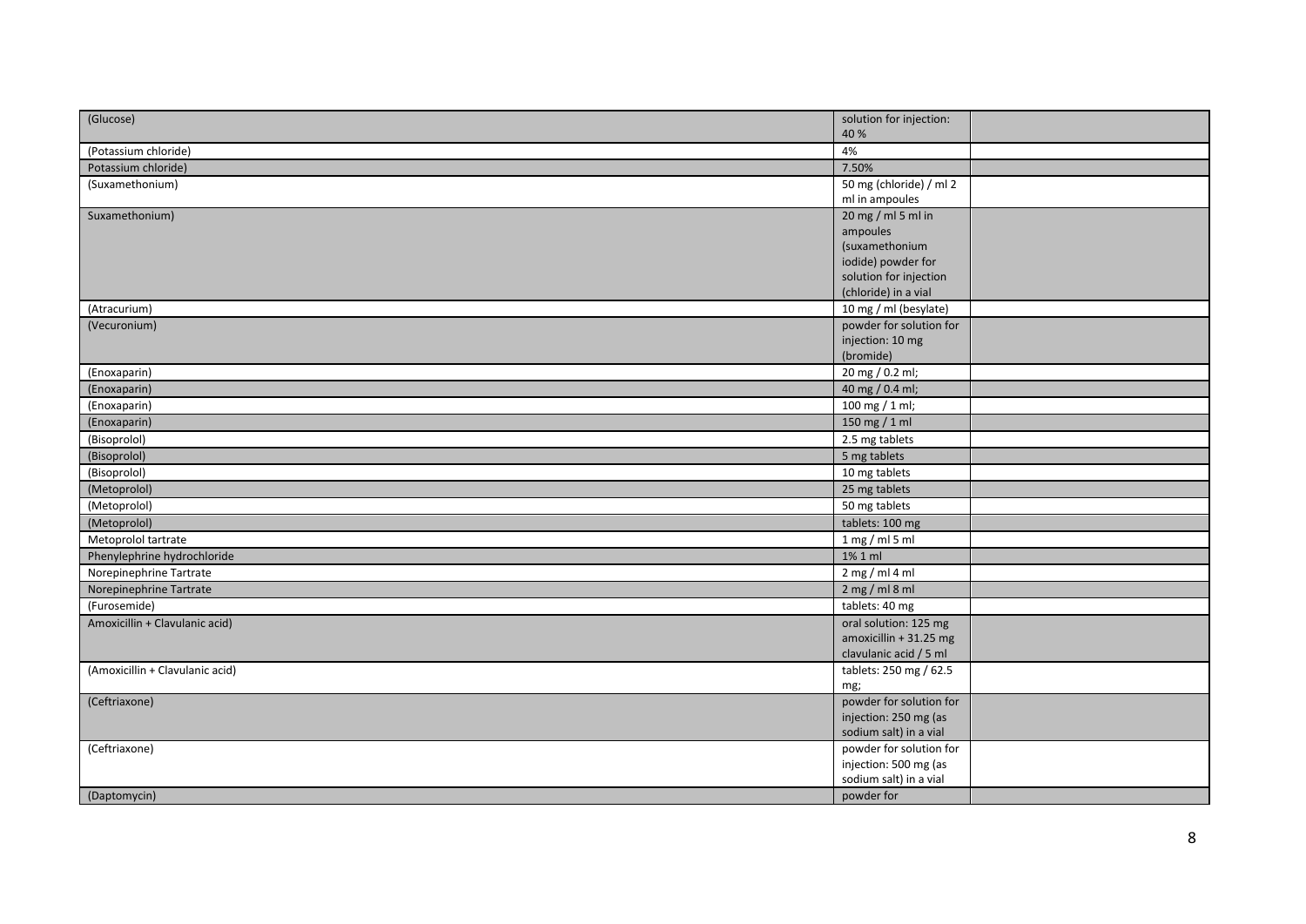| (Glucose) | solution for injection: 40 % | |
|---|---|---|
| (Potassium chloride) | 4% | |
| Potassium chloride) | 7.50% | |
| (Suxamethonium) | 50 mg (chloride) / ml 2 ml in ampoules | |
| Suxamethonium) | 20 mg / ml 5 ml in ampoules (suxamethonium iodide) powder for solution for injection (chloride) in a vial | |
| (Atracurium) | 10 mg / ml (besylate) | |
| (Vecuronium) | powder for solution for injection: 10 mg (bromide) | |
| (Enoxaparin) | 20 mg / 0.2 ml; | |
| (Enoxaparin) | 40 mg / 0.4 ml; | |
| (Enoxaparin) | 100 mg / 1 ml; | |
| (Enoxaparin) | 150 mg / 1 ml | |
| (Bisoprolol) | 2.5 mg tablets | |
| (Bisoprolol) | 5 mg tablets | |
| (Bisoprolol) | 10 mg tablets | |
| (Metoprolol) | 25 mg tablets | |
| (Metoprolol) | 50 mg tablets | |
| (Metoprolol) | tablets: 100 mg | |
| Metoprolol tartrate | 1 mg / ml 5 ml | |
| Phenylephrine hydrochloride | 1% 1 ml | |
| Norepinephrine Tartrate | 2 mg / ml 4 ml | |
| Norepinephrine Tartrate | 2 mg / ml 8 ml | |
| (Furosemide) | tablets: 40 mg | |
| Amoxicillin + Clavulanic acid) | oral solution: 125 mg amoxicillin + 31.25 mg clavulanic acid / 5 ml | |
| (Amoxicillin + Clavulanic acid) | tablets: 250 mg / 62.5 mg; | |
| (Ceftriaxone) | powder for solution for injection: 250 mg (as sodium salt) in a vial | |
| (Ceftriaxone) | powder for solution for injection: 500 mg (as sodium salt) in a vial | |
| (Daptomycin) | powder for | |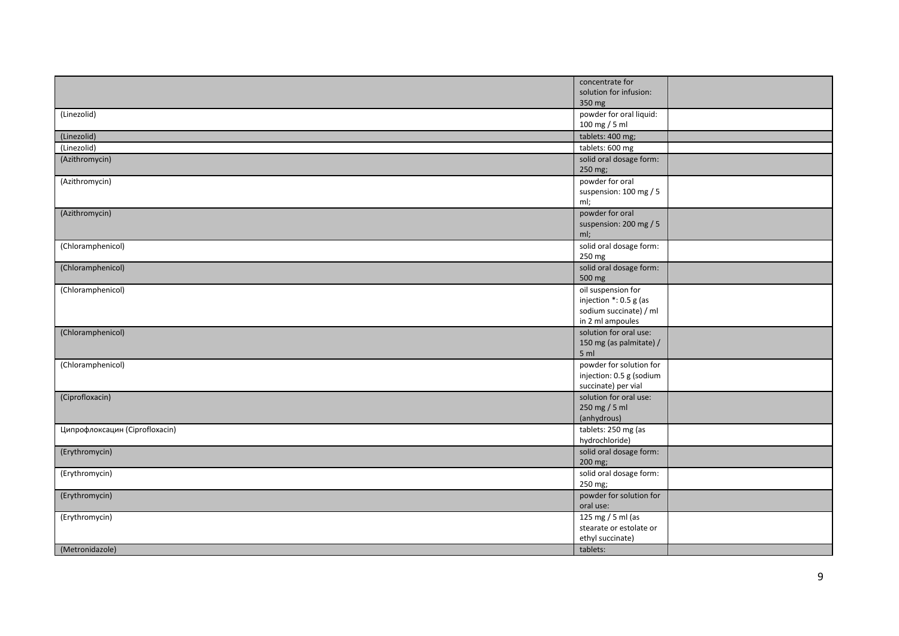| | | |
|---|---|---|
| | concentrate for solution for infusion: 350 mg | |
| (Linezolid) | powder for oral liquid: 100 mg / 5 ml | |
| (Linezolid) | tablets: 400 mg; | |
| (Linezolid) | tablets: 600 mg | |
| (Azithromycin) | solid oral dosage form: 250 mg; | |
| (Azithromycin) | powder for oral suspension: 100 mg / 5 ml; | |
| (Azithromycin) | powder for oral suspension: 200 mg / 5 ml; | |
| (Chloramphenicol) | solid oral dosage form: 250 mg | |
| (Chloramphenicol) | solid oral dosage form: 500 mg | |
| (Chloramphenicol) | oil suspension for injection *: 0.5 g (as sodium succinate) / ml in 2 ml ampoules | |
| (Chloramphenicol) | solution for oral use: 150 mg (as palmitate) / 5 ml | |
| (Chloramphenicol) | powder for solution for injection: 0.5 g (sodium succinate) per vial | |
| (Ciprofloxacin) | solution for oral use: 250 mg / 5 ml (anhydrous) | |
| Ципрофлоксацин (Ciprofloxacin) | tablets: 250 mg (as hydrochloride) | |
| (Erythromycin) | solid oral dosage form: 200 mg; | |
| (Erythromycin) | solid oral dosage form: 250 mg; | |
| (Erythromycin) | powder for solution for oral use: | |
| (Erythromycin) | 125 mg / 5 ml (as stearate or estolate or ethyl succinate) | |
| (Metronidazole) | tablets: | |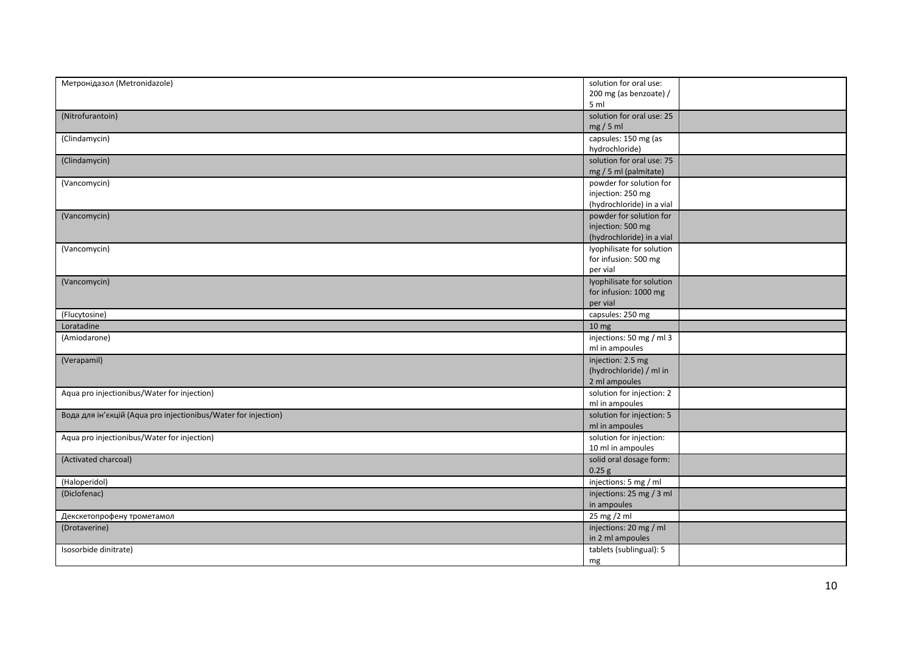| | | |
|---|---|---|
| Метронідазол (Metronidazole) | solution for oral use: 200 mg (as benzoate) / 5 ml | |
| (Nitrofurantoin) | solution for oral use: 25 mg / 5 ml | |
| (Clindamycin) | capsules: 150 mg (as hydrochloride) | |
| (Clindamycin) | solution for oral use: 75 mg / 5 ml (palmitate) | |
| (Vancomycin) | powder for solution for injection: 250 mg (hydrochloride) in a vial | |
| (Vancomycin) | powder for solution for injection: 500 mg (hydrochloride) in a vial | |
| (Vancomycin) | lyophilisate for solution for infusion: 500 mg per vial | |
| (Vancomycin) | lyophilisate for solution for infusion: 1000 mg per vial | |
| (Flucytosine) | capsules: 250 mg | |
| Loratadine | 10 mg | |
| (Amiodarone) | injections: 50 mg / ml 3 ml in ampoules | |
| (Verapamil) | injection: 2.5 mg (hydrochloride) / ml in 2 ml ampoules | |
| Aqua pro injectionibus/Water for injection) | solution for injection: 2 ml in ampoules | |
| Вода для ін'єкцій (Aqua pro injectionibus/Water for injection) | solution for injection: 5 ml in ampoules | |
| Aqua pro injectionibus/Water for injection) | solution for injection: 10 ml in ampoules | |
| (Activated charcoal) | solid oral dosage form: 0.25 g | |
| (Haloperidol) | injections: 5 mg / ml | |
| (Diclofenac) | injections: 25 mg / 3 ml in ampoules | |
| Декскетопрофену трометамол | 25 mg /2 ml | |
| (Drotaverine) | injections: 20 mg / ml in 2 ml ampoules | |
| Isosorbide dinitrate) | tablets (sublingual): 5 mg | |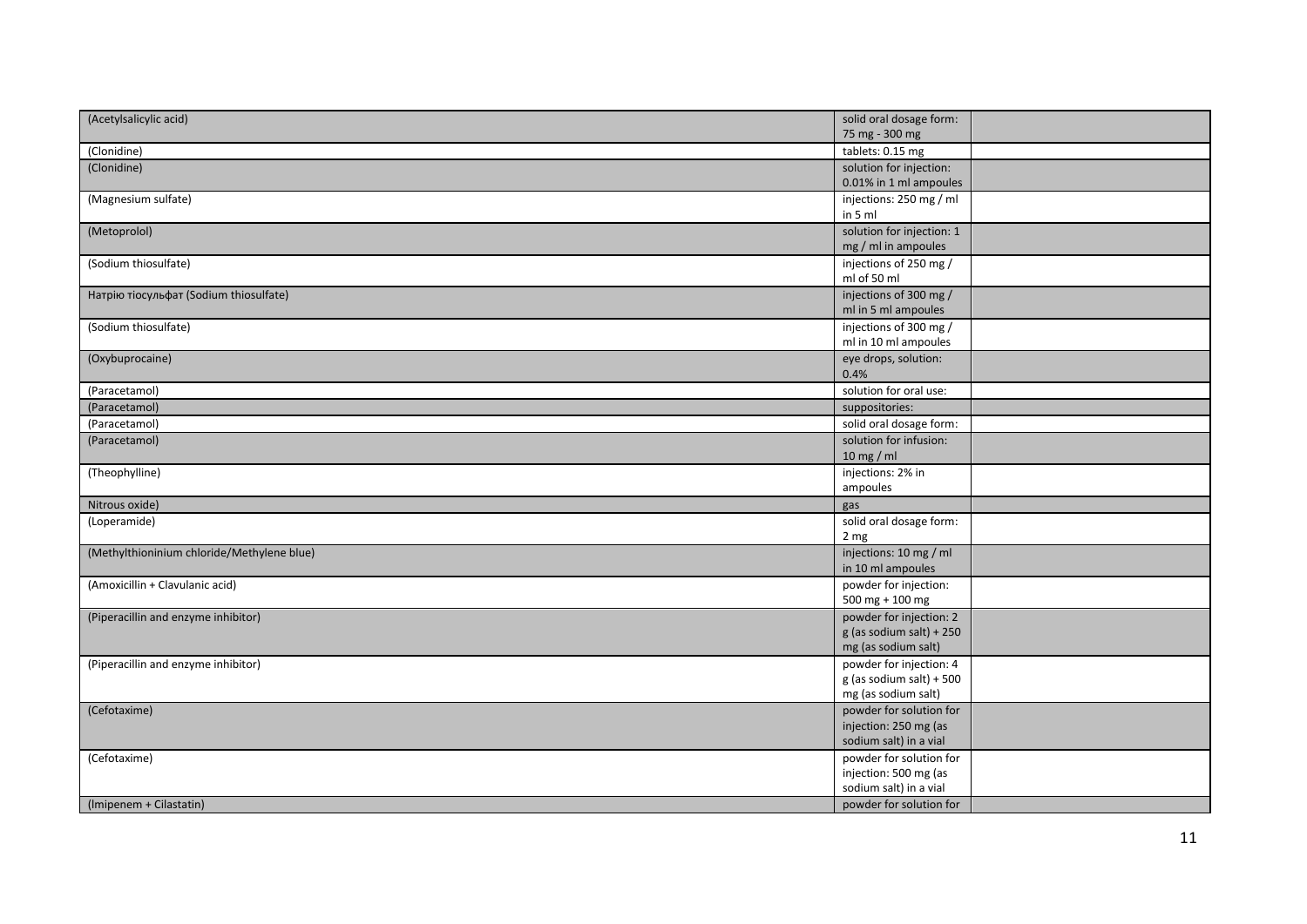| (Acetylsalicylic acid) | solid oral dosage form: 75 mg - 300 mg | |
|---|---|---|
| (Clonidine) | tablets: 0.15 mg | |
| (Clonidine) | solution for injection: 0.01% in 1 ml ampoules | |
| (Magnesium sulfate) | injections: 250 mg / ml in 5 ml | |
| (Metoprolol) | solution for injection: 1 mg / ml in ampoules | |
| (Sodium thiosulfate) | injections of 250 mg / ml of 50 ml | |
| Натрію тіосульфат (Sodium thiosulfate) | injections of 300 mg / ml in 5 ml ampoules | |
| (Sodium thiosulfate) | injections of 300 mg / ml in 10 ml ampoules | |
| (Oxybuprocaine) | eye drops, solution: 0.4% | |
| (Paracetamol) | solution for oral use: | |
| (Paracetamol) | suppositories: | |
| (Paracetamol) | solid oral dosage form: | |
| (Paracetamol) | solution for infusion: 10 mg / ml | |
| (Theophylline) | injections: 2% in ampoules | |
| Nitrous oxide) | gas | |
| (Loperamide) | solid oral dosage form: 2 mg | |
| (Methylthioninium chloride/Methylene blue) | injections: 10 mg / ml in 10 ml ampoules | |
| (Amoxicillin + Clavulanic acid) | powder for injection: 500 mg + 100 mg | |
| (Piperacillin and enzyme inhibitor) | powder for injection: 2 g (as sodium salt) + 250 mg (as sodium salt) | |
| (Piperacillin and enzyme inhibitor) | powder for injection: 4 g (as sodium salt) + 500 mg (as sodium salt) | |
| (Cefotaxime) | powder for solution for injection: 250 mg (as sodium salt) in a vial | |
| (Cefotaxime) | powder for solution for injection: 500 mg (as sodium salt) in a vial | |
| (Imipenem + Cilastatin) | powder for solution for | |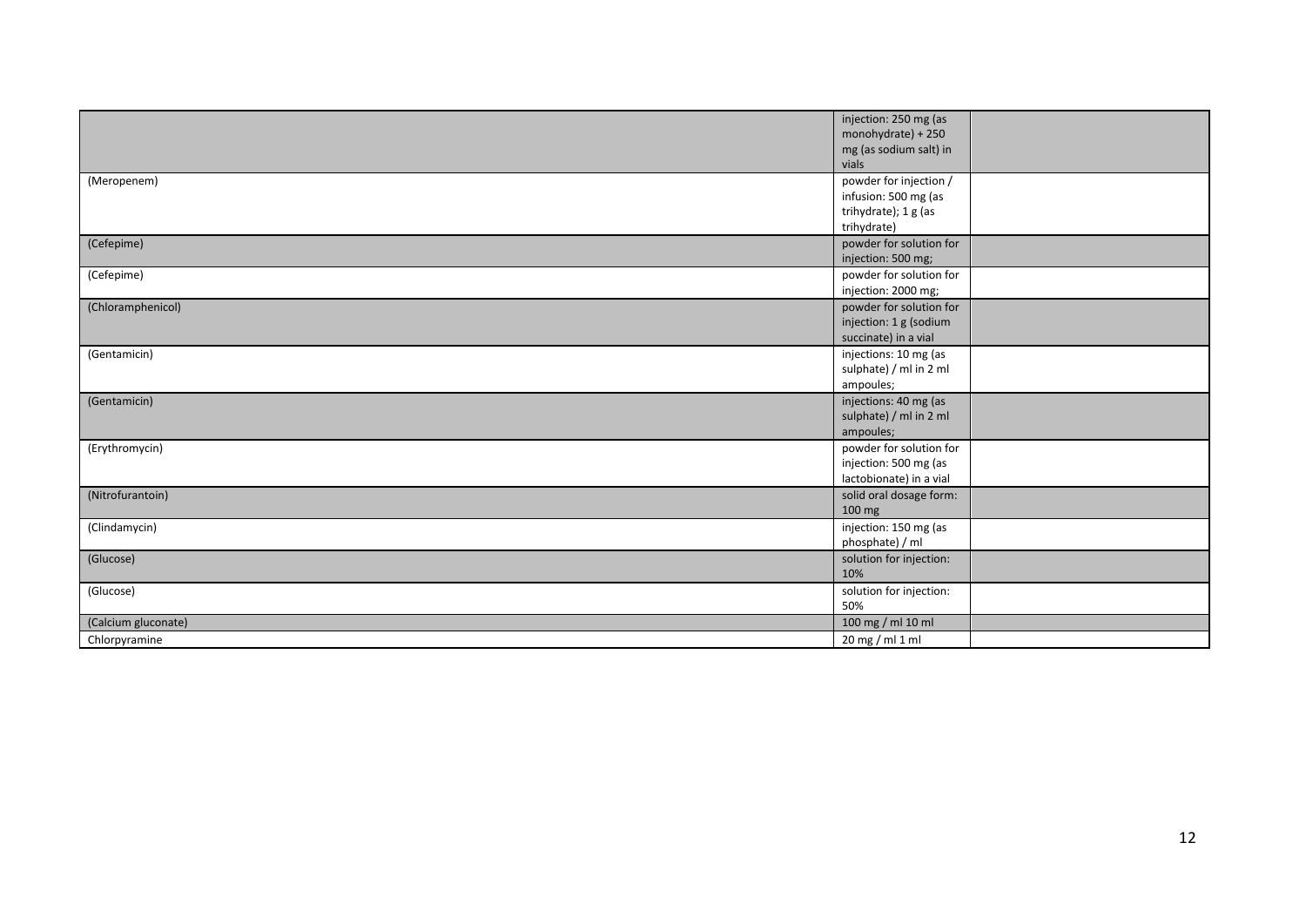| | | |
|---|---|---|
| | injection: 250 mg (as monohydrate) + 250 mg (as sodium salt) in vials | |
| (Meropenem) | powder for injection / infusion: 500 mg (as trihydrate); 1 g (as trihydrate) | |
| (Cefepime) | powder for solution for injection: 500 mg; | |
| (Cefepime) | powder for solution for injection: 2000 mg; | |
| (Chloramphenicol) | powder for solution for injection: 1 g (sodium succinate) in a vial | |
| (Gentamicin) | injections: 10 mg (as sulphate) / ml in 2 ml ampoules; | |
| (Gentamicin) | injections: 40 mg (as sulphate) / ml in 2 ml ampoules; | |
| (Erythromycin) | powder for solution for injection: 500 mg (as lactobionate) in a vial | |
| (Nitrofurantoin) | solid oral dosage form: 100 mg | |
| (Clindamycin) | injection: 150 mg (as phosphate) / ml | |
| (Glucose) | solution for injection: 10% | |
| (Glucose) | solution for injection: 50% | |
| (Calcium gluconate) | 100 mg / ml 10 ml | |
| Chlorpyramine | 20 mg / ml 1 ml | |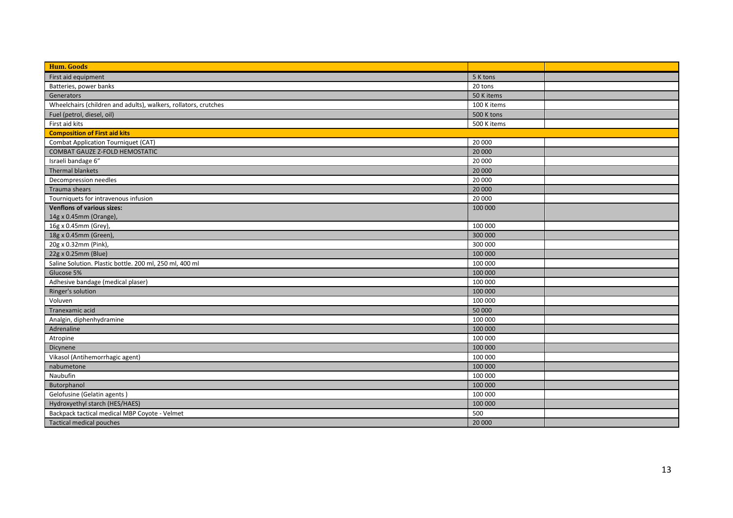| **Hum. Goods** | | |
|---|---|---|
| First aid equipment | 5 K tons | |
| Batteries, power banks | 20 tons | |
| Generators | 50 K items | |
| Wheelchairs (children and adults), walkers, rollators, crutches | 100 K items | |
| Fuel (petrol, diesel, oil) | 500 K tons | |
| First aid kits | 500 K items | |
| **Composition of First aid kits** | | |
| Combat Application Tourniquet (CAT) | 20 000 | |
| COMBAT GAUZE Z-FOLD HEMOSTATIC | 20 000 | |
| Israeli bandage 6" | 20 000 | |
| Thermal blankets | 20 000 | |
| Decompression needles | 20 000 | |
| Trauma shears | 20 000 | |
| Tourniquets for intravenous infusion | 20 000 | |
| **Venflons of various sizes:** 14g x 0.45mm (Orange), | 100 000 | |
| 16g x 0.45mm (Grey), | 100 000 | |
| 18g x 0.45mm (Green), | 300 000 | |
| 20g x 0.32mm (Pink), | 300 000 | |
| 22g x 0.25mm (Blue) | 100 000 | |
| Saline Solution. Plastic bottle. 200 ml, 250 ml, 400 ml | 100 000 | |
| Glucose 5% | 100 000 | |
| Adhesive bandage (medical plaser) | 100 000 | |
| Ringer's solution | 100 000 | |
| Voluven | 100 000 | |
| Tranexamic acid | 50 000 | |
| Analgin, diphenhydramine | 100 000 | |
| Adrenaline | 100 000 | |
| Atropine | 100 000 | |
| Dicynene | 100 000 | |
| Vikasol (Antihemorrhagic agent) | 100 000 | |
| nabumetone | 100 000 | |
| Naubufin | 100 000 | |
| Butorphanol | 100 000 | |
| Gelofusine (Gelatin agents ) | 100 000 | |
| Hydroxyethyl starch (HES/HAES) | 100 000 | |
| Backpack tactical medical MBP Coyote - Velmet | 500 | |
| Tactical medical pouches | 20 000 | |